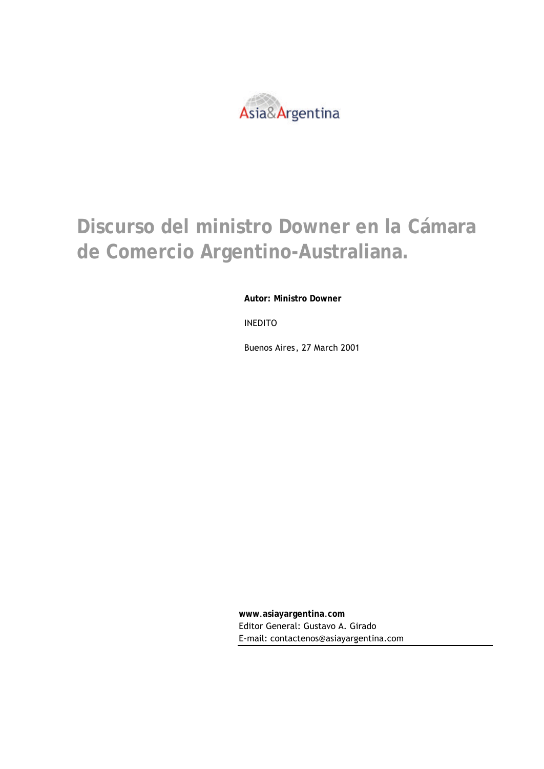Asia&Argentina

# Discurso del ministro Downer en la Cámara de Comercio Argentino-Australiana.

**Autor: Ministro Downer**

INEDITO

Buenos Aires, 27 March 2001

**www.asiayargentina.com**
Editor General: Gustavo A. Girado
E-mail: contactenos@asiayargentina.com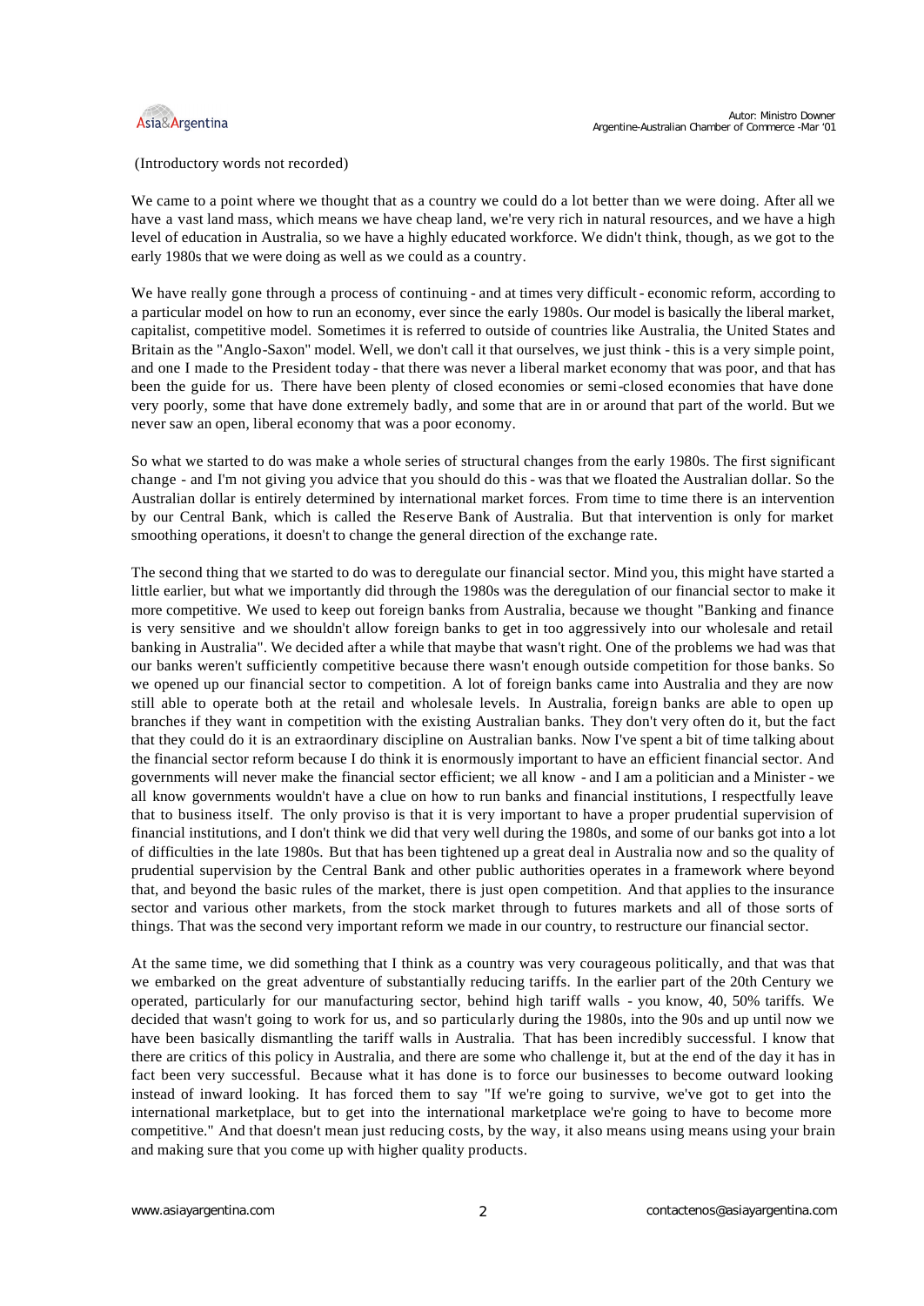(Introductory words not recorded)

We came to a point where we thought that as a country we could do a lot better than we were doing. After all we have a vast land mass, which means we have cheap land, we're very rich in natural resources, and we have a high level of education in Australia, so we have a highly educated workforce. We didn't think, though, as we got to the early 1980s that we were doing as well as we could as a country.

We have really gone through a process of continuing - and at times very difficult - economic reform, according to a particular model on how to run an economy, ever since the early 1980s. Our model is basically the liberal market, capitalist, competitive model. Sometimes it is referred to outside of countries like Australia, the United States and Britain as the "Anglo-Saxon" model. Well, we don't call it that ourselves, we just think - this is a very simple point, and one I made to the President today - that there was never a liberal market economy that was poor, and that has been the guide for us. There have been plenty of closed economies or semi-closed economies that have done very poorly, some that have done extremely badly, and some that are in or around that part of the world. But we never saw an open, liberal economy that was a poor economy.

So what we started to do was make a whole series of structural changes from the early 1980s. The first significant change - and I'm not giving you advice that you should do this - was that we floated the Australian dollar. So the Australian dollar is entirely determined by international market forces. From time to time there is an intervention by our Central Bank, which is called the Reserve Bank of Australia. But that intervention is only for market smoothing operations, it doesn't to change the general direction of the exchange rate.

The second thing that we started to do was to deregulate our financial sector. Mind you, this might have started a little earlier, but what we importantly did through the 1980s was the deregulation of our financial sector to make it more competitive. We used to keep out foreign banks from Australia, because we thought "Banking and finance is very sensitive and we shouldn't allow foreign banks to get in too aggressively into our wholesale and retail banking in Australia". We decided after a while that maybe that wasn't right. One of the problems we had was that our banks weren't sufficiently competitive because there wasn't enough outside competition for those banks. So we opened up our financial sector to competition. A lot of foreign banks came into Australia and they are now still able to operate both at the retail and wholesale levels. In Australia, foreign banks are able to open up branches if they want in competition with the existing Australian banks. They don't very often do it, but the fact that they could do it is an extraordinary discipline on Australian banks. Now I've spent a bit of time talking about the financial sector reform because I do think it is enormously important to have an efficient financial sector. And governments will never make the financial sector efficient; we all know - and I am a politician and a Minister - we all know governments wouldn't have a clue on how to run banks and financial institutions, I respectfully leave that to business itself. The only proviso is that it is very important to have a proper prudential supervision of financial institutions, and I don't think we did that very well during the 1980s, and some of our banks got into a lot of difficulties in the late 1980s. But that has been tightened up a great deal in Australia now and so the quality of prudential supervision by the Central Bank and other public authorities operates in a framework where beyond that, and beyond the basic rules of the market, there is just open competition. And that applies to the insurance sector and various other markets, from the stock market through to futures markets and all of those sorts of things. That was the second very important reform we made in our country, to restructure our financial sector.

At the same time, we did something that I think as a country was very courageous politically, and that was that we embarked on the great adventure of substantially reducing tariffs. In the earlier part of the 20th Century we operated, particularly for our manufacturing sector, behind high tariff walls - you know, 40, 50% tariffs. We decided that wasn't going to work for us, and so particularly during the 1980s, into the 90s and up until now we have been basically dismantling the tariff walls in Australia. That has been incredibly successful. I know that there are critics of this policy in Australia, and there are some who challenge it, but at the end of the day it has in fact been very successful. Because what it has done is to force our businesses to become outward looking instead of inward looking. It has forced them to say "If we're going to survive, we've got to get into the international marketplace, but to get into the international marketplace we're going to have to become more competitive." And that doesn't mean just reducing costs, by the way, it also means using means using your brain and making sure that you come up with higher quality products.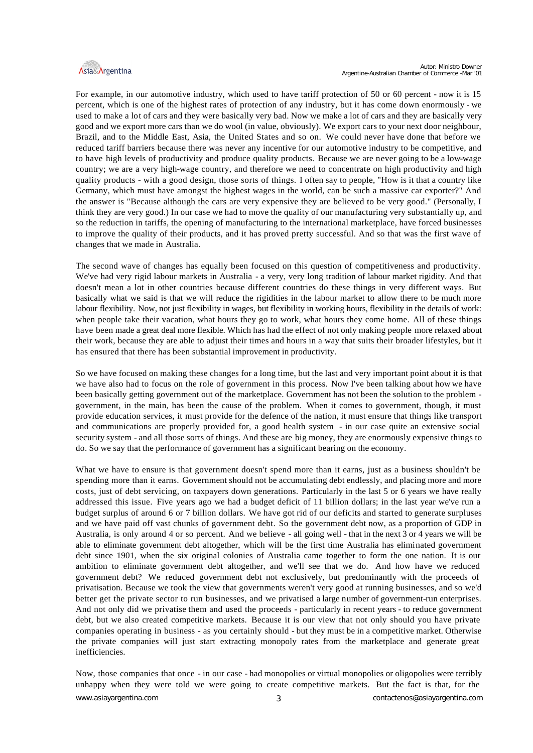For example, in our automotive industry, which used to have tariff protection of 50 or 60 percent - now it is 15 percent, which is one of the highest rates of protection of any industry, but it has come down enormously - we used to make a lot of cars and they were basically very bad. Now we make a lot of cars and they are basically very good and we export more cars than we do wool (in value, obviously). We export cars to your next door neighbour, Brazil, and to the Middle East, Asia, the United States and so on. We could never have done that before we reduced tariff barriers because there was never any incentive for our automotive industry to be competitive, and to have high levels of productivity and produce quality products. Because we are never going to be a low-wage country; we are a very high-wage country, and therefore we need to concentrate on high productivity and high quality products - with a good design, those sorts of things. I often say to people, "How is it that a country like Germany, which must have amongst the highest wages in the world, can be such a massive car exporter?" And the answer is "Because although the cars are very expensive they are believed to be very good." (Personally, I think they are very good.) In our case we had to move the quality of our manufacturing very substantially up, and so the reduction in tariffs, the opening of manufacturing to the international marketplace, have forced businesses to improve the quality of their products, and it has proved pretty successful. And so that was the first wave of changes that we made in Australia.

The second wave of changes has equally been focused on this question of competitiveness and productivity. We've had very rigid labour markets in Australia - a very, very long tradition of labour market rigidity. And that doesn't mean a lot in other countries because different countries do these things in very different ways. But basically what we said is that we will reduce the rigidities in the labour market to allow there to be much more labour flexibility. Now, not just flexibility in wages, but flexibility in working hours, flexibility in the details of work: when people take their vacation, what hours they go to work, what hours they come home. All of these things have been made a great deal more flexible. Which has had the effect of not only making people more relaxed about their work, because they are able to adjust their times and hours in a way that suits their broader lifestyles, but it has ensured that there has been substantial improvement in productivity.

So we have focused on making these changes for a long time, but the last and very important point about it is that we have also had to focus on the role of government in this process. Now I've been talking about how we have been basically getting government out of the marketplace. Government has not been the solution to the problem - government, in the main, has been the cause of the problem. When it comes to government, though, it must provide education services, it must provide for the defence of the nation, it must ensure that things like transport and communications are properly provided for, a good health system - in our case quite an extensive social security system - and all those sorts of things. And these are big money, they are enormously expensive things to do. So we say that the performance of government has a significant bearing on the economy.

What we have to ensure is that government doesn't spend more than it earns, just as a business shouldn't be spending more than it earns. Government should not be accumulating debt endlessly, and placing more and more costs, just of debt servicing, on taxpayers down generations. Particularly in the last 5 or 6 years we have really addressed this issue. Five years ago we had a budget deficit of 11 billion dollars; in the last year we've run a budget surplus of around 6 or 7 billion dollars. We have got rid of our deficits and started to generate surpluses and we have paid off vast chunks of government debt. So the government debt now, as a proportion of GDP in Australia, is only around 4 or so percent. And we believe - all going well - that in the next 3 or 4 years we will be able to eliminate government debt altogether, which will be the first time Australia has eliminated government debt since 1901, when the six original colonies of Australia came together to form the one nation. It is our ambition to eliminate government debt altogether, and we'll see that we do. And how have we reduced government debt? We reduced government debt not exclusively, but predominantly with the proceeds of privatisation. Because we took the view that governments weren't very good at running businesses, and so we'd better get the private sector to run businesses, and we privatised a large number of government-run enterprises. And not only did we privatise them and used the proceeds - particularly in recent years - to reduce government debt, but we also created competitive markets. Because it is our view that not only should you have private companies operating in business - as you certainly should - but they must be in a competitive market. Otherwise the private companies will just start extracting monopoly rates from the marketplace and generate great inefficiencies.

Now, those companies that once - in our case - had monopolies or virtual monopolies or oligopolies were terribly unhappy when they were told we were going to create competitive markets. But the fact is that, for the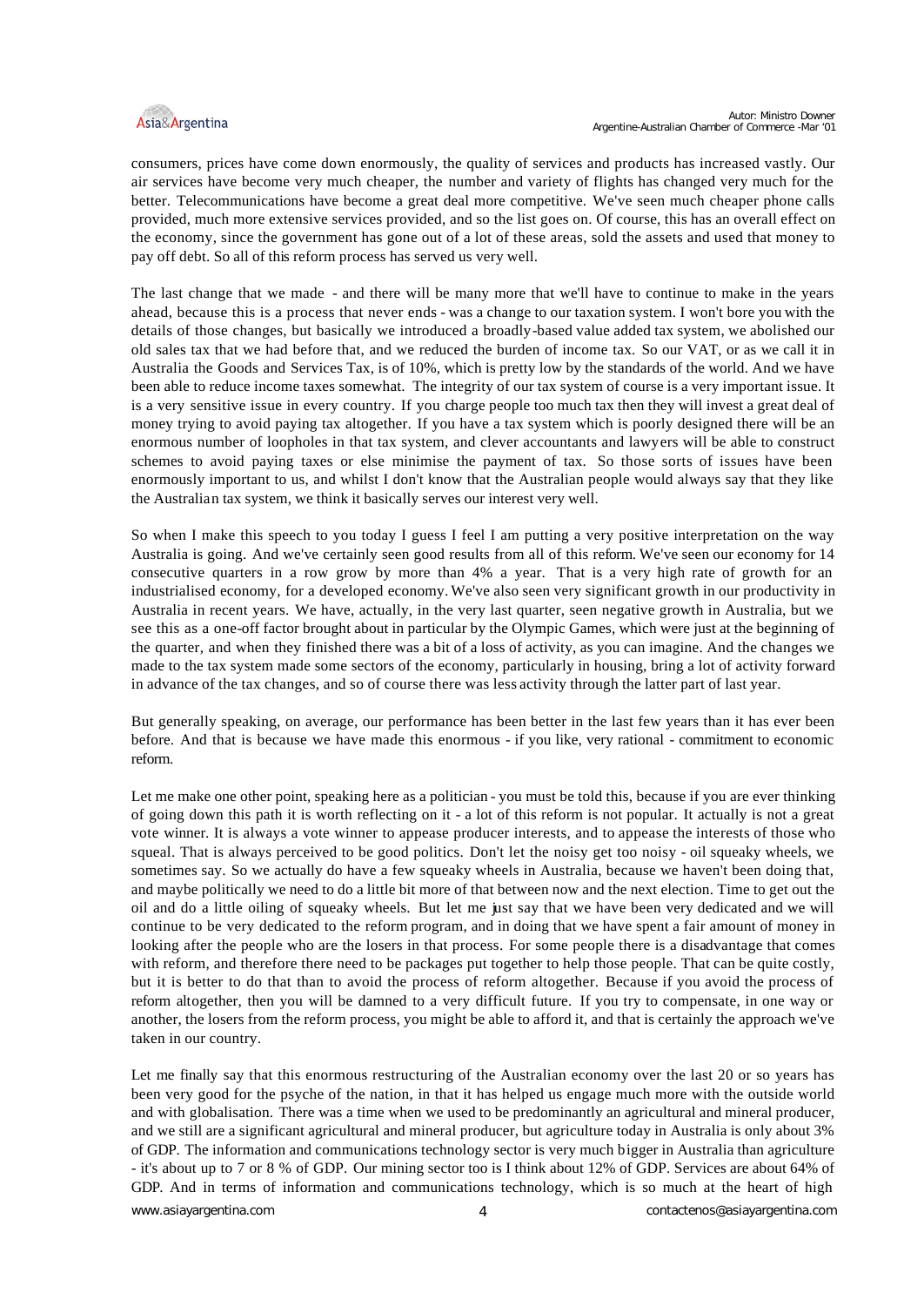consumers, prices have come down enormously, the quality of services and products has increased vastly. Our air services have become very much cheaper, the number and variety of flights has changed very much for the better. Telecommunications have become a great deal more competitive. We've seen much cheaper phone calls provided, much more extensive services provided, and so the list goes on. Of course, this has an overall effect on the economy, since the government has gone out of a lot of these areas, sold the assets and used that money to pay off debt. So all of this reform process has served us very well.

The last change that we made - and there will be many more that we'll have to continue to make in the years ahead, because this is a process that never ends - was a change to our taxation system. I won't bore you with the details of those changes, but basically we introduced a broadly-based value added tax system, we abolished our old sales tax that we had before that, and we reduced the burden of income tax. So our VAT, or as we call it in Australia the Goods and Services Tax, is of 10%, which is pretty low by the standards of the world. And we have been able to reduce income taxes somewhat. The integrity of our tax system of course is a very important issue. It is a very sensitive issue in every country. If you charge people too much tax then they will invest a great deal of money trying to avoid paying tax altogether. If you have a tax system which is poorly designed there will be an enormous number of loopholes in that tax system, and clever accountants and lawyers will be able to construct schemes to avoid paying taxes or else minimise the payment of tax. So those sorts of issues have been enormously important to us, and whilst I don't know that the Australian people would always say that they like the Australian tax system, we think it basically serves our interest very well.

So when I make this speech to you today I guess I feel I am putting a very positive interpretation on the way Australia is going. And we've certainly seen good results from all of this reform. We've seen our economy for 14 consecutive quarters in a row grow by more than 4% a year. That is a very high rate of growth for an industrialised economy, for a developed economy. We've also seen very significant growth in our productivity in Australia in recent years. We have, actually, in the very last quarter, seen negative growth in Australia, but we see this as a one-off factor brought about in particular by the Olympic Games, which were just at the beginning of the quarter, and when they finished there was a bit of a loss of activity, as you can imagine. And the changes we made to the tax system made some sectors of the economy, particularly in housing, bring a lot of activity forward in advance of the tax changes, and so of course there was less activity through the latter part of last year.

But generally speaking, on average, our performance has been better in the last few years than it has ever been before. And that is because we have made this enormous - if you like, very rational - commitment to economic reform.

Let me make one other point, speaking here as a politician - you must be told this, because if you are ever thinking of going down this path it is worth reflecting on it - a lot of this reform is not popular. It actually is not a great vote winner. It is always a vote winner to appease producer interests, and to appease the interests of those who squeal. That is always perceived to be good politics. Don't let the noisy get too noisy - oil squeaky wheels, we sometimes say. So we actually do have a few squeaky wheels in Australia, because we haven't been doing that, and maybe politically we need to do a little bit more of that between now and the next election. Time to get out the oil and do a little oiling of squeaky wheels. But let me just say that we have been very dedicated and we will continue to be very dedicated to the reform program, and in doing that we have spent a fair amount of money in looking after the people who are the losers in that process. For some people there is a disadvantage that comes with reform, and therefore there need to be packages put together to help those people. That can be quite costly, but it is better to do that than to avoid the process of reform altogether. Because if you avoid the process of reform altogether, then you will be damned to a very difficult future. If you try to compensate, in one way or another, the losers from the reform process, you might be able to afford it, and that is certainly the approach we've taken in our country.

Let me finally say that this enormous restructuring of the Australian economy over the last 20 or so years has been very good for the psyche of the nation, in that it has helped us engage much more with the outside world and with globalisation. There was a time when we used to be predominantly an agricultural and mineral producer, and we still are a significant agricultural and mineral producer, but agriculture today in Australia is only about 3% of GDP. The information and communications technology sector is very much bigger in Australia than agriculture - it's about up to 7 or 8 % of GDP. Our mining sector too is I think about 12% of GDP. Services are about 64% of GDP. And in terms of information and communications technology, which is so much at the heart of high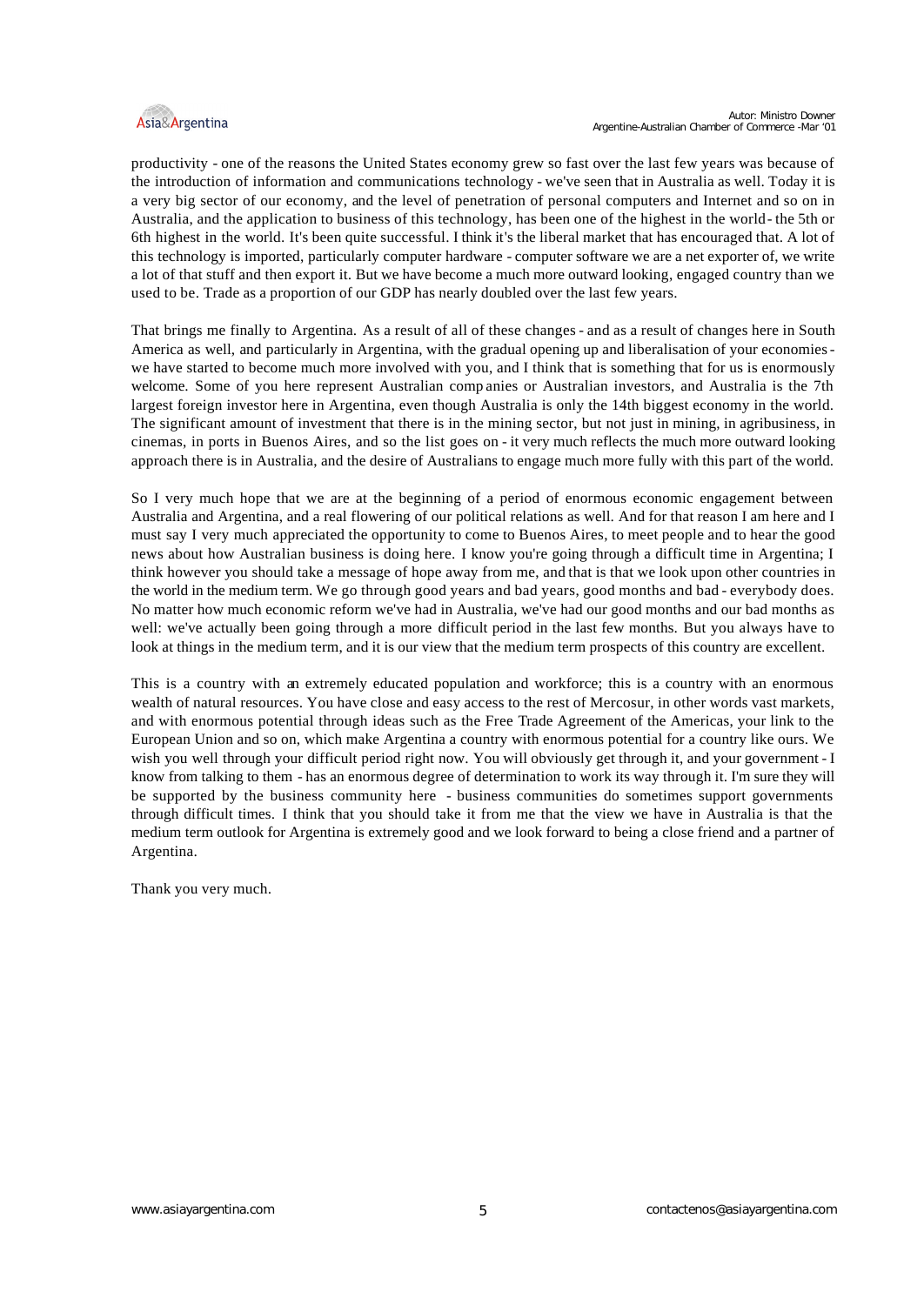productivity - one of the reasons the United States economy grew so fast over the last few years was because of the introduction of information and communications technology - we've seen that in Australia as well. Today it is a very big sector of our economy, and the level of penetration of personal computers and Internet and so on in Australia, and the application to business of this technology, has been one of the highest in the world - the 5th or 6th highest in the world. It's been quite successful. I think it's the liberal market that has encouraged that. A lot of this technology is imported, particularly computer hardware - computer software we are a net exporter of, we write a lot of that stuff and then export it. But we have become a much more outward looking, engaged country than we used to be. Trade as a proportion of our GDP has nearly doubled over the last few years.

That brings me finally to Argentina. As a result of all of these changes - and as a result of changes here in South America as well, and particularly in Argentina, with the gradual opening up and liberalisation of your economies - we have started to become much more involved with you, and I think that is something that for us is enormously welcome. Some of you here represent Australian companies or Australian investors, and Australia is the 7th largest foreign investor here in Argentina, even though Australia is only the 14th biggest economy in the world. The significant amount of investment that there is in the mining sector, but not just in mining, in agribusiness, in cinemas, in ports in Buenos Aires, and so the list goes on - it very much reflects the much more outward looking approach there is in Australia, and the desire of Australians to engage much more fully with this part of the world.

So I very much hope that we are at the beginning of a period of enormous economic engagement between Australia and Argentina, and a real flowering of our political relations as well. And for that reason I am here and I must say I very much appreciated the opportunity to come to Buenos Aires, to meet people and to hear the good news about how Australian business is doing here. I know you're going through a difficult time in Argentina; I think however you should take a message of hope away from me, and that is that we look upon other countries in the world in the medium term. We go through good years and bad years, good months and bad - everybody does. No matter how much economic reform we've had in Australia, we've had our good months and our bad months as well: we've actually been going through a more difficult period in the last few months. But you always have to look at things in the medium term, and it is our view that the medium term prospects of this country are excellent.

This is a country with an extremely educated population and workforce; this is a country with an enormous wealth of natural resources. You have close and easy access to the rest of Mercosur, in other words vast markets, and with enormous potential through ideas such as the Free Trade Agreement of the Americas, your link to the European Union and so on, which make Argentina a country with enormous potential for a country like ours. We wish you well through your difficult period right now. You will obviously get through it, and your government - I know from talking to them - has an enormous degree of determination to work its way through it. I'm sure they will be supported by the business community here - business communities do sometimes support governments through difficult times. I think that you should take it from me that the view we have in Australia is that the medium term outlook for Argentina is extremely good and we look forward to being a close friend and a partner of Argentina.

Thank you very much.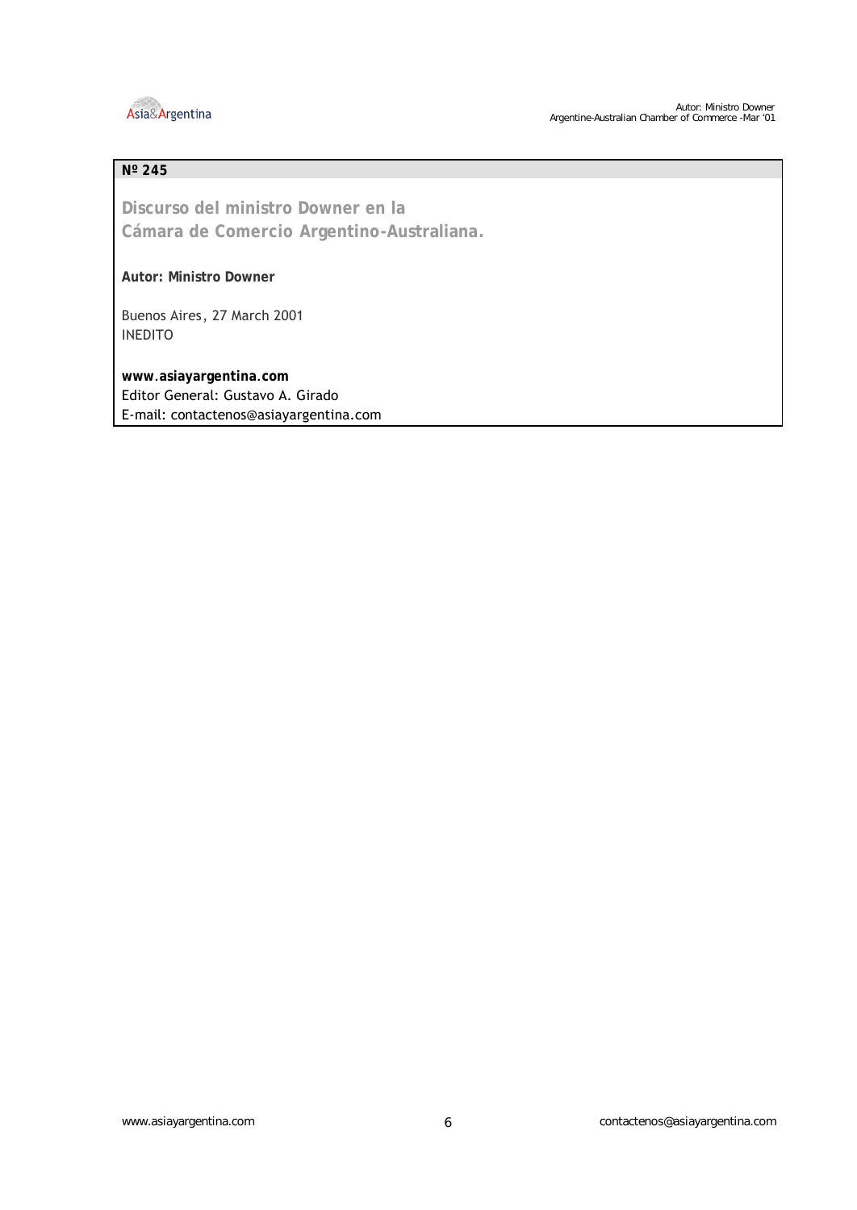**Nº 245**

## Discurso del ministro Downer en la Cámara de Comercio Argentino-Australiana.

**Autor: Ministro Downer**

Buenos Aires, 27 March 2001
INEDITO

**www.asiayargentina.com**
Editor General: Gustavo A. Girado
E-mail: contactenos@asiayargentina.com